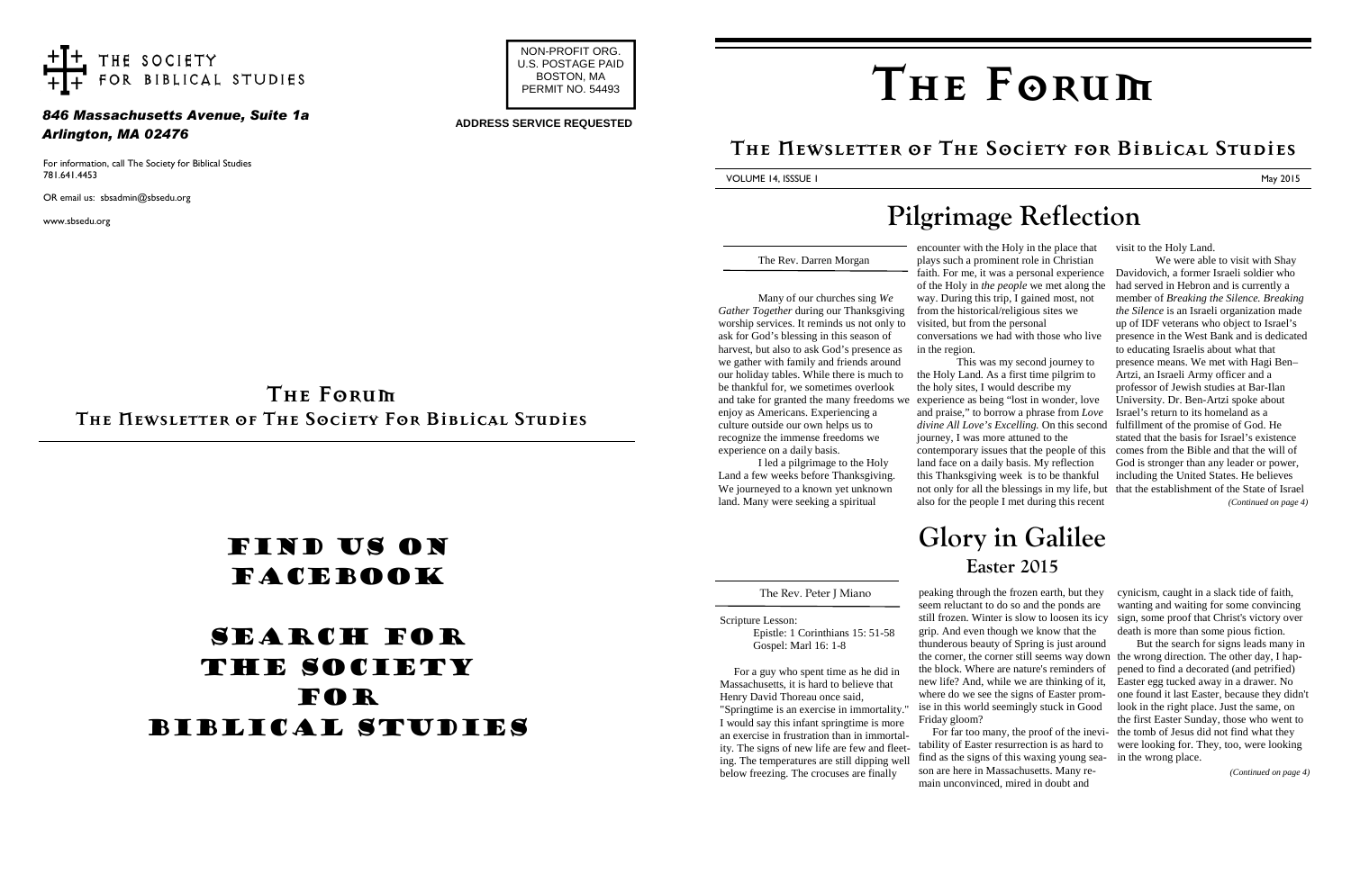THE SOCIETY FOR BIBLICAL STUDIES

*846 Massachusetts Avenue, Suite 1a*
*Arlington, MA 02476*

For information, call The Society for Biblical Studies
781.641.4453

OR email us: sbsadmin@sbsedu.org

www.sbsedu.org

NON-PROFIT ORG.
U.S. POSTAGE PAID
BOSTON, MA
PERMIT NO. 54493

**ADDRESS SERVICE REQUESTED**

## The Forum
## The Newsletter of The Society For Biblical Studies

# FIND US ON FACEBOOK

# SEARCH FOR THE SOCIETY FOR BIBLICAL STUDIES

# The Forum

## The Newsletter of The Society for Biblical Studies

VOLUME 14, ISSSUE 1 — May 2015

# Pilgrimage Reflection

The Rev. Darren Morgan

Many of our churches sing *We Gather Together* during our Thanksgiving worship services. It reminds us not only to ask for God's blessing in this season of harvest, but also to ask God's presence as we gather with family and friends around our holiday tables. While there is much to be thankful for, we sometimes overlook and take for granted the many freedoms we enjoy as Americans. Experiencing a culture outside our own helps us to recognize the immense freedoms we experience on a daily basis.

I led a pilgrimage to the Holy Land a few weeks before Thanksgiving. We journeyed to a known yet unknown land. Many were seeking a spiritual encounter with the Holy in the place that plays such a prominent role in Christian faith. For me, it was a personal experience of the Holy in *the people* we met along the way. During this trip, I gained most, not from the historical/religious sites we visited, but from the personal conversations we had with those who live in the region.

This was my second journey to the Holy Land. As a first time pilgrim to the holy sites, I would describe my experience as being "lost in wonder, love and praise," to borrow a phrase from *Love divine All Love's Excelling.* On this second journey, I was more attuned to the contemporary issues that the people of this land face on a daily basis. My reflection this Thanksgiving week is to be thankful not only for all the blessings in my life, but also for the people I met during this recent visit to the Holy Land.

We were able to visit with Shay Davidovich, a former Israeli soldier who had served in Hebron and is currently a member of *Breaking the Silence. Breaking the Silence* is an Israeli organization made up of IDF veterans who object to Israel's presence in the West Bank and is dedicated to educating Israelis about what that presence means. We met with Hagi Ben–Artzi, an Israeli Army officer and a professor of Jewish studies at Bar-Ilan University. Dr. Ben-Artzi spoke about Israel's return to its homeland as a fulfillment of the promise of God. He stated that the basis for Israel's existence comes from the Bible and that the will of God is stronger than any leader or power, including the United States. He believes that the establishment of the State of Israel

*(Continued on page 4)*

# Glory in Galilee
## Easter 2015

The Rev. Peter J Miano

Scripture Lesson:
Epistle: 1 Corinthians 15: 51-58
Gospel: Marl 16: 1-8

For a guy who spent time as he did in Massachusetts, it is hard to believe that Henry David Thoreau once said, "Springtime is an exercise in immortality." I would say this infant springtime is more an exercise in frustration than in immortality. The signs of new life are few and fleeting. The temperatures are still dipping well below freezing. The crocuses are finally peaking through the frozen earth, but they seem reluctant to do so and the ponds are still frozen. Winter is slow to loosen its icy grip. And even though we know that the thunderous beauty of Spring is just around the corner, the corner still seems way down the block. Where are nature's reminders of new life? And, while we are thinking of it, where do we see the signs of Easter promise in this world seemingly stuck in Good Friday gloom?

For far too many, the proof of the inevitability of Easter resurrection is as hard to find as the signs of this waxing young season are here in Massachusetts. Many remain unconvinced, mired in doubt and cynicism, caught in a slack tide of faith, wanting and waiting for some convincing sign, some proof that Christ's victory over death is more than some pious fiction.

But the search for signs leads many in the wrong direction. The other day, I happened to find a decorated (and petrified) Easter egg tucked away in a drawer. No one found it last Easter, because they didn't look in the right place. Just the same, on the first Easter Sunday, those who went to the tomb of Jesus did not find what they were looking for. They, too, were looking in the wrong place.

*(Continued on page 4)*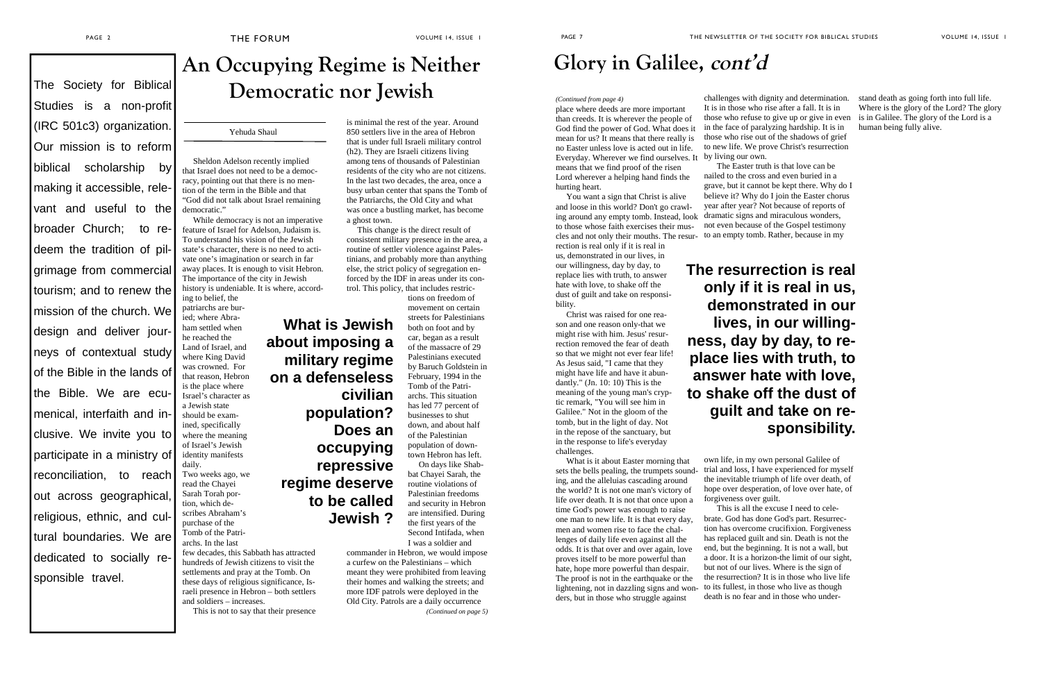The Society for Biblical Studies is a non-profit (IRC 501c3) organization. Our mission is to reform biblical scholarship by making it accessible, relevant and useful to the broader Church; to redeem the tradition of pilgrimage from commercial tourism; and to renew the mission of the church. We design and deliver journeys of contextual study of the Bible in the lands of the Bible. We are ecumenical, interfaith and inclusive. We invite you to participate in a ministry of reconciliation, to reach out across geographical, religious, ethnic, and cultural boundaries. We are dedicated to socially responsible travel.

# An Occupying Regime is Neither Democratic nor Jewish

Yehuda Shaul

Sheldon Adelson recently implied that Israel does not need to be a democracy, pointing out that there is no mention of the term in the Bible and that "God did not talk about Israel remaining democratic."

While democracy is not an imperative feature of Israel for Adelson, Judaism is. To understand his vision of the Jewish state's character, there is no need to activate one's imagination or search in far away places. It is enough to visit Hebron. The importance of the city in Jewish history is undeniable. It is where, according to belief, the patriarchs are buried; where Abraham settled when he reached the Land of Israel, and where King David was crowned. For that reason, Hebron is the place where Israel's character as a Jewish state should be examined, specifically where the meaning of Israel's Jewish identity manifests daily.

Two weeks ago, we read the Chayei Sarah Torah portion, which describes Abraham's purchase of the Tomb of the Patriarchs. In the last few decades, this Sabbath has attracted hundreds of Jewish citizens to visit the settlements and pray at the Tomb. On these days of religious significance, Israeli presence in Hebron – both settlers and soldiers – increases.

This is not to say that their presence is minimal the rest of the year. Around 850 settlers live in the area of Hebron that is under full Israeli military control (h2). They are Israeli citizens living among tens of thousands of Palestinian residents of the city who are not citizens. In the last two decades, the area, once a busy urban center that spans the Tomb of the Patriarchs, the Old City and what was once a bustling market, has become a ghost town.

This change is the direct result of consistent military presence in the area, a routine of settler violence against Palestinians, and probably more than anything else, the strict policy of segregation enforced by the IDF in areas under its control. This policy, that includes restrictions on freedom of movement on certain streets for Palestinians both on foot and by car, began as a result of the massacre of 29 Palestinians executed by Baruch Goldstein in February, 1994 in the Tomb of the Patriarchs. This situation has led 77 percent of businesses to shut down, and about half of the Palestinian population of downtown Hebron has left.

**What is Jewish about imposing a military regime on a defenseless civilian population? Does an occupying repressive regime deserve to be called Jewish ?**

On days like Shabbat Chayei Sarah, the routine violations of Palestinian freedoms and security in Hebron are intensified. During the first years of the Second Intifada, when I was a soldier and commander in Hebron, we would impose a curfew on the Palestinians – which meant they were prohibited from leaving their homes and walking the streets; and more IDF patrols were deployed in the Old City. Patrols are a daily occurrence

*(Continued on page 5)*

# Glory in Galilee, *cont'd*

*(Continued from page 4)*

place where deeds are more important than creeds. It is wherever the people of God find the power of God. What does it mean for us? It means that there really is no Easter unless love is acted out in life. Everyday. Wherever we find ourselves. It means that we find proof of the risen Lord wherever a helping hand finds the hurting heart.

You want a sign that Christ is alive and loose in this world? Don't go crawling around any empty tomb. Instead, look to those whose faith exercises their muscles and not only their mouths. The resurrection is real only if it is real in us, demonstrated in our lives, in our willingness, day by day, to replace lies with truth, to answer hate with love, to shake off the dust of guilt and take on responsibility.

Christ was raised for one reason and one reason only-that we might rise with him. Jesus' resurrection removed the fear of death so that we might not ever fear life! As Jesus said, "I came that they might have life and have it abundantly." (Jn. 10: 10) This is the meaning of the young man's cryptic remark, "You will see him in Galilee." Not in the gloom of the tomb, but in the light of day. Not in the repose of the sanctuary, but in the response to life's everyday challenges.

What is it about Easter morning that sets the bells pealing, the trumpets sounding, and the alleluias cascading around the world? It is not one man's victory of life over death. It is not that once upon a time God's power was enough to raise one man to new life. It is that every day, men and women rise to face the challenges of daily life even against all the odds. It is that over and over again, love proves itself to be more powerful than hate, hope more powerful than despair. The proof is not in the earthquake or the lightening, not in dazzling signs and wonders, but in those who struggle against challenges with dignity and determination. It is in those who rise after a fall. It is in those who refuse to give up or give in even in the face of paralyzing hardship. It is in those who rise out of the shadows of grief to new life. We prove Christ's resurrection by living our own.

The Easter truth is that love can be nailed to the cross and even buried in a grave, but it cannot be kept there. Why do I believe it? Why do I join the Easter chorus year after year? Not because of reports of dramatic signs and miraculous wonders, not even because of the Gospel testimony to an empty tomb. Rather, because in my own life, in my own personal Galilee of trial and loss, I have experienced for myself the inevitable triumph of life over death, of hope over desperation, of love over hate, of forgiveness over guilt.

**The resurrection is real only if it is real in us, demonstrated in our lives, in our willingness, day by day, to replace lies with truth, to answer hate with love, to shake off the dust of guilt and take on responsibility.**

This is all the excuse I need to celebrate. God has done God's part. Resurrection has overcome crucifixion. Forgiveness has replaced guilt and sin. Death is not the end, but the beginning. It is not a wall, but a door. It is a horizon-the limit of our sight, but not of our lives. Where is the sign of the resurrection? It is in those who live life to its fullest, in those who live as though death is no fear and in those who understand death as going forth into full life. Where is the glory of the Lord? The glory is in Galilee. The glory of the Lord is a human being fully alive.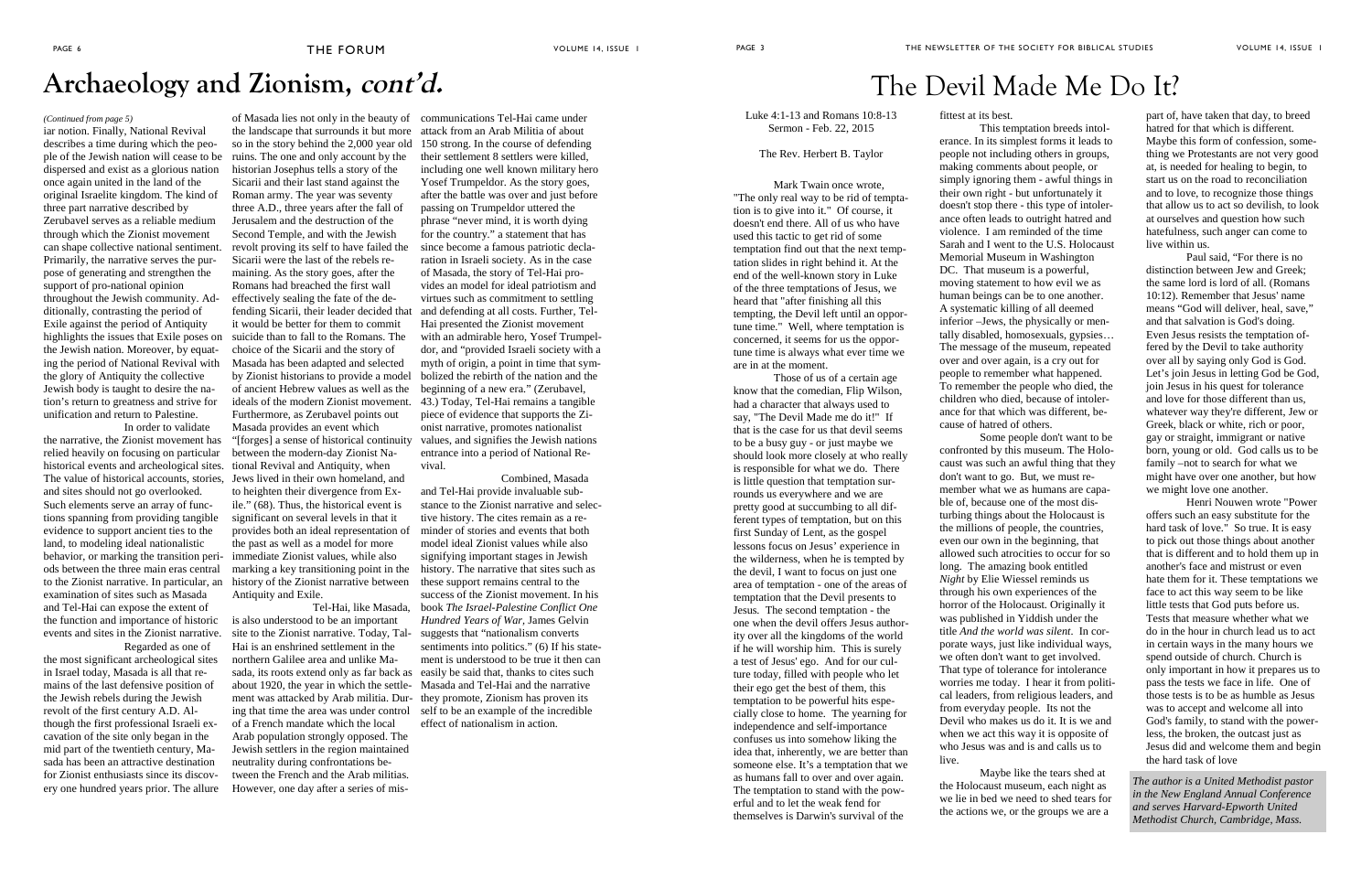# Archaeology and Zionism, *cont'd.*

*(Continued from page 5)*

iar notion. Finally, National Revival describes a time during which the people of the Jewish nation will cease to be dispersed and exist as a glorious nation once again united in the land of the original Israelite kingdom. The kind of three part narrative described by Zerubavel serves as a reliable medium through which the Zionist movement can shape collective national sentiment. Primarily, the narrative serves the purpose of generating and strengthen the support of pro-national opinion throughout the Jewish community. Additionally, contrasting the period of Exile against the period of Antiquity highlights the issues that Exile poses on the Jewish nation. Moreover, by equating the period of National Revival with the glory of Antiquity the collective Jewish body is taught to desire the nation's return to greatness and strive for unification and return to Palestine.

In order to validate the narrative, the Zionist movement has relied heavily on focusing on particular historical events and archeological sites. The value of historical accounts, stories, and sites should not go overlooked. Such elements serve an array of functions spanning from providing tangible evidence to support ancient ties to the land, to modeling ideal nationalistic behavior, or marking the transition periods between the three main eras central to the Zionist narrative. In particular, an examination of sites such as Masada and Tel-Hai can expose the extent of the function and importance of historic events and sites in the Zionist narrative.

Regarded as one of the most significant archeological sites in Israel today, Masada is all that remains of the last defensive position of the Jewish rebels during the Jewish revolt of the first century A.D. Although the first professional Israeli excavation of the site only began in the mid part of the twentieth century, Masada has been an attractive destination for Zionist enthusiasts since its discovery one hundred years prior. The allure of Masada lies not only in the beauty of the landscape that surrounds it but more so in the story behind the 2,000 year old ruins. The one and only account by the historian Josephus tells a story of the Sicarii and their last stand against the Roman army. The year was seventy three A.D., three years after the fall of Jerusalem and the destruction of the Second Temple, and with the Jewish revolt proving its self to have failed the Sicarii were the last of the rebels remaining. As the story goes, after the Romans had breached the first wall effectively sealing the fate of the defending Sicarii, their leader decided that it would be better for them to commit suicide than to fall to the Romans. The choice of the Sicarii and the story of Masada has been adapted and selected by Zionist historians to provide a model of ancient Hebrew values as well as the ideals of the modern Zionist movement. Furthermore, as Zerubavel points out Masada provides an event which "[forges] a sense of historical continuity between the modern-day Zionist National Revival and Antiquity, when Jews lived in their own homeland, and to heighten their divergence from Exile." (68). Thus, the historical event is significant on several levels in that it provides both an ideal representation of the past as well as a model for more immediate Zionist values, while also marking a key transitioning point in the history of the Zionist narrative between Antiquity and Exile.

Tel-Hai, like Masada, is also understood to be an important site to the Zionist narrative. Today, Tal-Hai is an enshrined settlement in the northern Galilee area and unlike Masada, its roots extend only as far back as about 1920, the year in which the settlement was attacked by Arab militia. During that time the area was under control of a French mandate which the local Arab population strongly opposed. The Jewish settlers in the region maintained neutrality during confrontations between the French and the Arab militias. However, one day after a series of miscommunications Tel-Hai came under attack from an Arab Militia of about 150 strong. In the course of defending their settlement 8 settlers were killed, including one well known military hero Yosef Trumpeldor. As the story goes, after the battle was over and just before passing on Trumpeldor uttered the phrase "never mind, it is worth dying for the country." a statement that has since become a famous patriotic declaration in Israeli society. As in the case of Masada, the story of Tel-Hai provides an model for ideal patriotism and virtues such as commitment to settling and defending at all costs. Further, Tel-Hai presented the Zionist movement with an admirable hero, Yosef Trumpeldor, and "provided Israeli society with a myth of origin, a point in time that symbolized the rebirth of the nation and the beginning of a new era." (Zerubavel, 43.) Today, Tel-Hai remains a tangible piece of evidence that supports the Zionist narrative, promotes nationalist values, and signifies the Jewish nations entrance into a period of National Revival.

Combined, Masada and Tel-Hai provide invaluable substance to the Zionist narrative and selective history. The cites remain as a reminder of stories and events that both model ideal Zionist values while also signifying important stages in Jewish history. The narrative that sites such as these support remains central to the success of the Zionist movement. In his book *The Israel-Palestine Conflict One Hundred Years of War,* James Gelvin suggests that "nationalism converts sentiments into politics." (6) If his statement is understood to be true it then can easily be said that, thanks to cites such Masada and Tel-Hai and the narrative they promote, Zionism has proven its self to be an example of the incredible effect of nationalism in action.

# The Devil Made Me Do It?

Luke 4:1-13 and Romans 10:8-13
Sermon - Feb. 22, 2015

The Rev. Herbert B. Taylor

Mark Twain once wrote, "The only real way to be rid of temptation is to give into it." Of course, it doesn't end there. All of us who have used this tactic to get rid of some temptation find out that the next temptation slides in right behind it. At the end of the well-known story in Luke of the three temptations of Jesus, we heard that "after finishing all this tempting, the Devil left until an opportune time." Well, where temptation is concerned, it seems for us the opportune time is always what ever time we are in at the moment.

Those of us of a certain age know that the comedian, Flip Wilson, had a character that always used to say, "The Devil Made me do it!" If that is the case for us that devil seems to be a busy guy - or just maybe we should look more closely at who really is responsible for what we do. There is little question that temptation surrounds us everywhere and we are pretty good at succumbing to all different types of temptation, but on this first Sunday of Lent, as the gospel lessons focus on Jesus' experience in the wilderness, when he is tempted by the devil, I want to focus on just one area of temptation - one of the areas of temptation that the Devil presents to Jesus. The second temptation - the one when the devil offers Jesus authority over all the kingdoms of the world if he will worship him. This is surely a test of Jesus' ego. And for our culture today, filled with people who let their ego get the best of them, this temptation to be powerful hits especially close to home. The yearning for independence and self-importance confuses us into somehow liking the idea that, inherently, we are better than someone else. It's a temptation that we as humans fall to over and over again. The temptation to stand with the powerful and to let the weak fend for themselves is Darwin's survival of the fittest at its best.

This temptation breeds intolerance. In its simplest forms it leads to people not including others in groups, making comments about people, or simply ignoring them - awful things in their own right - but unfortunately it doesn't stop there - this type of intolerance often leads to outright hatred and violence. I am reminded of the time Sarah and I went to the U.S. Holocaust Memorial Museum in Washington DC. That museum is a powerful, moving statement to how evil we as human beings can be to one another. A systematic killing of all deemed inferior –Jews, the physically or mentally disabled, homosexuals, gypsies… The message of the museum, repeated over and over again, is a cry out for people to remember what happened. To remember the people who died, the children who died, because of intolerance for that which was different, because of hatred of others.

Some people don't want to be confronted by this museum. The Holocaust was such an awful thing that they don't want to go. But, we must remember what we as humans are capable of, because one of the most disturbing things about the Holocaust is the millions of people, the countries, even our own in the beginning, that allowed such atrocities to occur for so long. The amazing book entitled *Night* by Elie Wiessel reminds us through his own experiences of the horror of the Holocaust. Originally it was published in Yiddish under the title *And the world was silent*. In corporate ways, just like individual ways, we often don't want to get involved. That type of tolerance for intolerance worries me today. I hear it from political leaders, from religious leaders, and from everyday people. Its not the Devil who makes us do it. It is we and when we act this way it is opposite of who Jesus was and is and calls us to live.

Maybe like the tears shed at the Holocaust museum, each night as we lie in bed we need to shed tears for the actions we, or the groups we are a part of, have taken that day, to breed hatred for that which is different. Maybe this form of confession, something we Protestants are not very good at, is needed for healing to begin, to start us on the road to reconciliation and to love, to recognize those things that allow us to act so devilish, to look at ourselves and question how such hatefulness, such anger can come to live within us.

Paul said, "For there is no distinction between Jew and Greek; the same lord is lord of all. (Romans 10:12). Remember that Jesus' name means "God will deliver, heal, save," and that salvation is God's doing. Even Jesus resists the temptation offered by the Devil to take authority over all by saying only God is God. Let's join Jesus in letting God be God, join Jesus in his quest for tolerance and love for those different than us, whatever way they're different, Jew or Greek, black or white, rich or poor, gay or straight, immigrant or native born, young or old. God calls us to be family –not to search for what we might have over one another, but how we might love one another.

Henri Nouwen wrote "Power offers such an easy substitute for the hard task of love." So true. It is easy to pick out those things about another that is different and to hold them up in another's face and mistrust or even hate them for it. These temptations we face to act this way seem to be like little tests that God puts before us. Tests that measure whether what we do in the hour in church lead us to act in certain ways in the many hours we spend outside of church. Church is only important in how it prepares us to pass the tests we face in life. One of those tests is to be as humble as Jesus was to accept and welcome all into God's family, to stand with the powerless, the broken, the outcast just as Jesus did and welcome them and begin the hard task of love

*The author is a United Methodist pastor in the New England Annual Conference and serves Harvard-Epworth United Methodist Church, Cambridge, Mass.*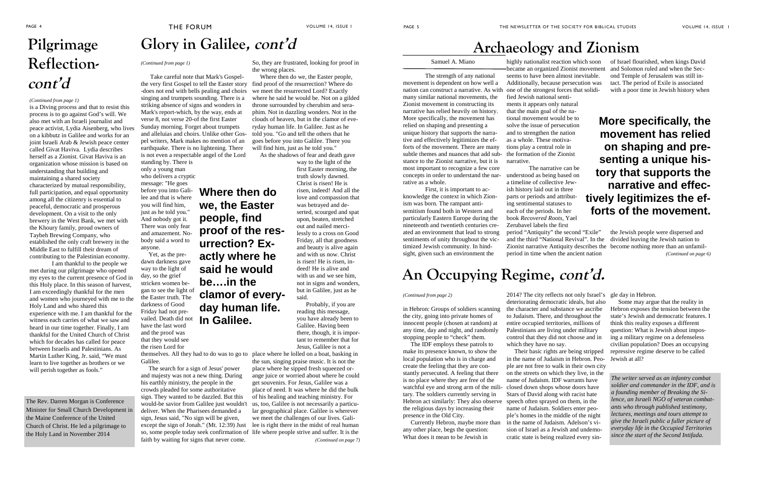# Pilgrimage Reflection-*cont'd*

*(Continued from page 1)*

is a Diving process and that to resist this process is to go against God's will. We also met with an Israeli journalist and peace activist, Lydia Aisenberg, who lives on a kibbutz in Galilee and works for an joint Israeli Arab & Jewish peace center called Givat Haviva. Lydia describes herself as a Zionist. Givat Haviva is an organization whose mission is based on understanding that building and maintaining a shared society characterized by mutual responsibility, full participation, and equal opportunity among all the citizenry is essential to peaceful, democratic and prosperous development. On a visit to the only brewery in the West Bank, we met with the Khoury family, proud owners of Taybeh Brewing Company, who established the only craft brewery in the Middle East to fulfill their dream of contributing to the Palestinian economy.

I am thankful to the people we met during our pilgrimage who opened my eyes to the current presence of God in this Holy place. In this season of harvest, I am exceedingly thankful for the men and women who journeyed with me to the Holy Land and who shared this experience with me. I am thankful for the witness each carries of what we saw and heard in our time together. Finally, I am thankful for the United Church of Christ which for decades has called for peace between Israelis and Palestinians. As Martin Luther King, Jr. said, "We must learn to live together as brothers or we will perish together as fools."

The Rev. Darren Morgan is Conference Minister for Small Church Development in the Maine Conference of the United Church of Christ. He led a pilgrimage to the Holy Land in November 2014

# Glory in Galilee*, cont'd*

*(Continued from page 1)*

Take careful note that Mark's Gospel-the very first Gospel to tell the Easter story -does not end with bells pealing and choirs singing and trumpets sounding. There is a striking absence of signs and wonders in Mark's report-which, by the way, ends at verse 8, not verse 20-of the first Easter Sunday morning. Forget about trumpets and alleluias and choirs. Unlike other Gospel writers, Mark makes no mention of an earthquake. There is no lightening. There is not even a respectable angel of the Lord standing by. There is only a young man who delivers a cryptic message: "He goes before you into Galilee and that is where you will find him, just as he told you." And nobody got it. There was only fear and amazement. Nobody said a word to anyone.

Yet, as the pre-dawn darkness gave way to the light of day, so the grief stricken women began to see the light of the Easter truth. The darkness of Good Friday had not prevailed. Death did not have the last word and the proof was that they would see the risen Lord for themselves. All they had to do was to go to Galilee.

**Where then do we, the Easter people, find proof of the resurrection? Exactly where he said he would be….in the clamor of everyday human life. In Galilee.**

The search for a sign of Jesus' power and majesty was not a new thing. During his earthly ministry, the people in the crowds pleaded for some authoritative sign. They wanted to be dazzled. But this would-be savior from Galilee just wouldn't deliver. When the Pharisees demanded a sign, Jesus said, "No sign will be given, except the sign of Jonah." (Mt. 12:39) Just so, some people today seek confirmation of faith by waiting for signs that never come. So, they are frustrated, looking for proof in the wrong places.

Where then do we, the Easter people, find proof of the resurrection? Where do we meet the resurrected Lord? Exactly where he said he would be. Not on a gilded throne surrounded by cherubim and seraphim. Not in dazzling wonders. Not in the clouds of heaven, but in the clamor of everyday human life. In Galilee. Just as he told you. "Go and tell the others that he goes before you into Galilee. There you will find him, just as he told you."

As the shadows of fear and death gave way to the light of the first Easter morning, the truth slowly dawned. Christ is risen! He is risen, indeed! And all the love and compassion that was betrayed and deserted, scourged and spat upon, beaten, stretched out and nailed mercilessly to a cross on Good Friday, all that goodness and beauty is alive again and with us now. Christ is risen! He is risen, indeed! He is alive and with us and we see him, not in signs and wonders, but in Galilee, just as he said.

Probably, if you are reading this message, you have already been to Galilee. Having been there, though, it is important to remember that for Jesus, Galilee is not a place where he lolled on a boat, basking in the sun, singing praise music. It is not the place where he sipped fresh squeezed orange juice or worried about where he could get souvenirs. For Jesus, Galilee was a place of need. It was where he did the bulk of his healing and teaching ministry. For us, too, Galilee is not necessarily a particular geographical place. Galilee is wherever we meet the challenges of our lives. Galilee is right there in the midst of real human life where people strive and suffer. It is the

*(Continued on page 7)*

# Archaeology and Zionism

Samuel A. Miano

The strength of any national movement is dependent on how well a nation can construct a narrative. As with many similar national movements, the Zionist movement in constructing its narrative has relied heavily on history. More specifically, the movement has relied on shaping and presenting a unique history that supports the narrative and effectively legitimizes the efforts of the movement. There are many subtle themes and nuances that add substance to the Zionist narrative, but it is most important to recognize a few core concepts in order to understand the narrative as a whole.

First, it is important to acknowledge the context in which Zionism was born. The rampant anti-semitism found both in Western and particularly Eastern Europe during the nineteenth and twentieth centuries created an environment that lead to strong sentiments of unity throughout the victimized Jewish community. In hindsight, given such an environment the highly nationalist reaction which soon became an organized Zionist movement seems to have been almost inevitable. Additionally, because persecution was one of the strongest forces that solidified Jewish national sentiments it appears only natural that the main goal of the national movement would be to solve the issue of persecution and to strengthen the nation as a whole. These motivations play a central role in the formation of the Zionist narrative.

The narrative can be understood as being based on a timeline of collective Jewish history laid out in three parts or periods and attributing sentimental statuses to each of the periods. In her book *Recovered Roots*, Yael Zerubavel labels the first period "Antiquity" the second "Exile" and the third "National Revival". In the Zionist narrative Antiquity describes the period in time when the ancient nation of Israel flourished, when kings David and Solomon ruled and when the Second Temple of Jerusalem was still intact. The period of Exile is associated with a poor time in Jewish history when the Jewish people were dispersed and divided leaving the Jewish nation to become nothing more than an unfamil-

**More specifically, the movement has relied on shaping and presenting a unique history that supports the narrative and effectively legitimizes the efforts of the movement.**

*(Continued on page 6)*

# An Occupying Regime*, cont'd.*

*(Continued from page 2)*

in Hebron: Groups of soldiers scanning the city, going into private homes of innocent people (chosen at random) at any time, day and night, and randomly stopping people to "check" them.

The IDF employs these patrols to make its presence known, to show the local population who is in charge and create the feeling that they are constantly persecuted. A feeling that there is no place where they are free of the watchful eye and strong arm of the military. The soldiers currently serving in Hebron act similarly: They also observe the religious days by increasing their presence in the Old City.

Currently Hebron, maybe more than any other place, begs the question: What does it mean to be Jewish in 2014? The city reflects not only Israel's deteriorating democratic ideals, but also the character and substance we ascribe to Judaism. There, and throughout the entire occupied territories, millions of Palestinians are living under military control that they did not choose and in which they have no say.

Their basic rights are being stripped in the name of Judaism in Hebron. People are not free to walk in their own city on the streets on which they live, in the name of Judaism. IDF warrants have closed down shops whose doors have Stars of David along with racist hate speech often sprayed on them, in the name of Judaism. Soldiers enter people's homes in the middle of the night in the name of Judaism. Adelson's vision of Israel as a Jewish and undemocratic state is being realized every single day in Hebron.

Some may argue that the reality in Hebron exposes the tension between the state's Jewish and democratic features. I think this reality exposes a different question: What is Jewish about imposing a military regime on a defenseless civilian population? Does an occupying repressive regime deserve to be called Jewish at all?

*The writer served as an infantry combat soldier and commander in the IDF, and is a founding member of Breaking the Silence, an Israeli NGO of veteran combatants who through published testimony, lectures, meetings and tours attempt to give the Israeli public a fuller picture of everyday life in the Occupied Territories since the start of the Second Intifada.*